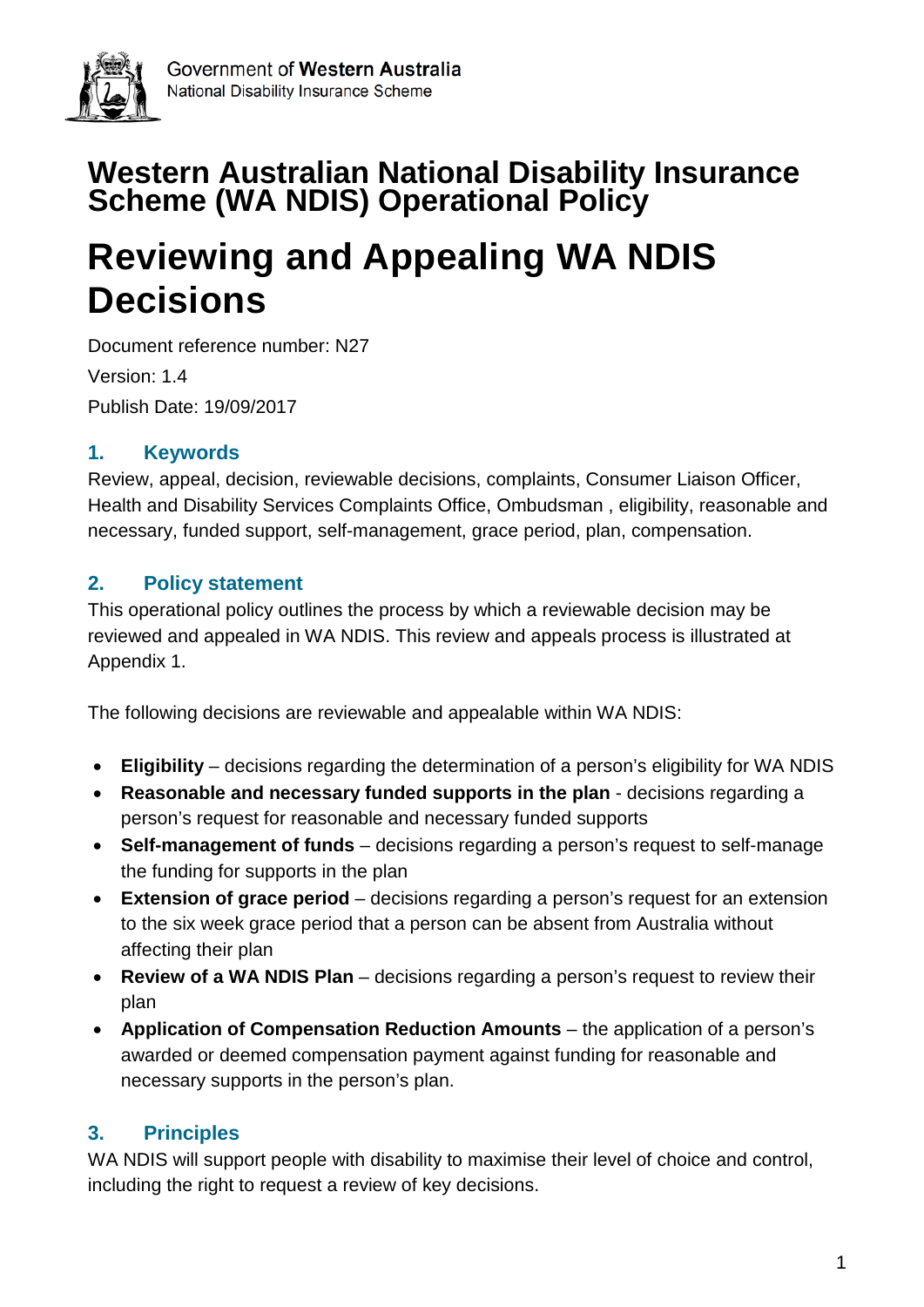Government of **Western Australia**
National Disability Insurance Scheme

# Western Australian National Disability Insurance Scheme (WA NDIS) Operational Policy

# Reviewing and Appealing WA NDIS Decisions

Document reference number: N27

Version: 1.4

Publish Date: 19/09/2017

## 1. Keywords

Review, appeal, decision, reviewable decisions, complaints, Consumer Liaison Officer, Health and Disability Services Complaints Office, Ombudsman , eligibility, reasonable and necessary, funded support, self-management, grace period, plan, compensation.

## 2. Policy statement

This operational policy outlines the process by which a reviewable decision may be reviewed and appealed in WA NDIS. This review and appeals process is illustrated at Appendix 1.

The following decisions are reviewable and appealable within WA NDIS:

- **Eligibility** – decisions regarding the determination of a person's eligibility for WA NDIS
- **Reasonable and necessary funded supports in the plan** - decisions regarding a person's request for reasonable and necessary funded supports
- **Self-management of funds** – decisions regarding a person's request to self-manage the funding for supports in the plan
- **Extension of grace period** – decisions regarding a person's request for an extension to the six week grace period that a person can be absent from Australia without affecting their plan
- **Review of a WA NDIS Plan** – decisions regarding a person's request to review their plan
- **Application of Compensation Reduction Amounts** – the application of a person's awarded or deemed compensation payment against funding for reasonable and necessary supports in the person's plan.

## 3. Principles

WA NDIS will support people with disability to maximise their level of choice and control, including the right to request a review of key decisions.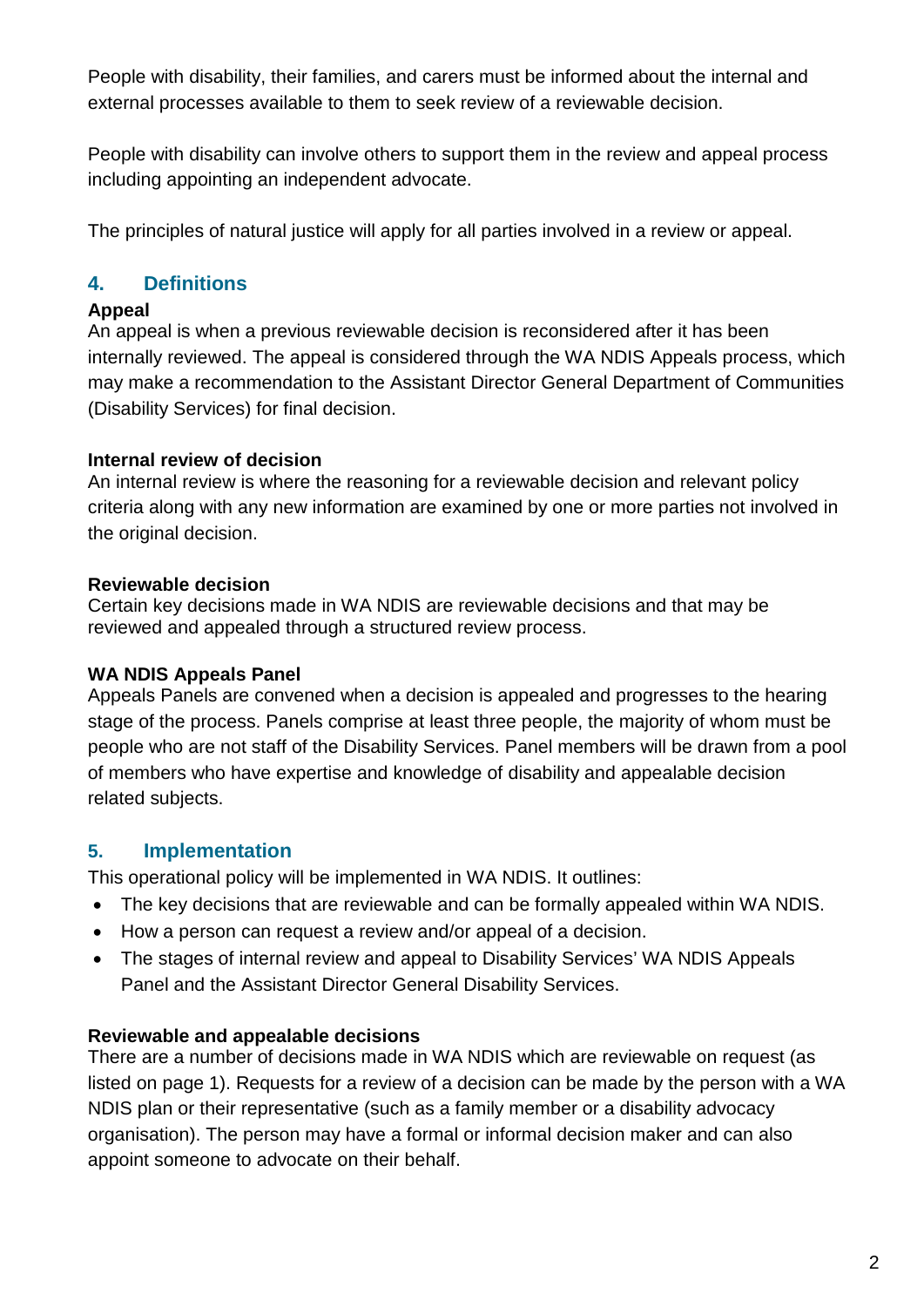People with disability, their families, and carers must be informed about the internal and external processes available to them to seek review of a reviewable decision.

People with disability can involve others to support them in the review and appeal process including appointing an independent advocate.

The principles of natural justice will apply for all parties involved in a review or appeal.

## 4. Definitions

**Appeal**
An appeal is when a previous reviewable decision is reconsidered after it has been internally reviewed. The appeal is considered through the WA NDIS Appeals process, which may make a recommendation to the Assistant Director General Department of Communities (Disability Services) for final decision.

**Internal review of decision**
An internal review is where the reasoning for a reviewable decision and relevant policy criteria along with any new information are examined by one or more parties not involved in the original decision.

**Reviewable decision**
Certain key decisions made in WA NDIS are reviewable decisions and that may be reviewed and appealed through a structured review process.

**WA NDIS Appeals Panel**
Appeals Panels are convened when a decision is appealed and progresses to the hearing stage of the process. Panels comprise at least three people, the majority of whom must be people who are not staff of the Disability Services. Panel members will be drawn from a pool of members who have expertise and knowledge of disability and appealable decision related subjects.

## 5. Implementation

This operational policy will be implemented in WA NDIS. It outlines:

- The key decisions that are reviewable and can be formally appealed within WA NDIS.
- How a person can request a review and/or appeal of a decision.
- The stages of internal review and appeal to Disability Services' WA NDIS Appeals Panel and the Assistant Director General Disability Services.

**Reviewable and appealable decisions**
There are a number of decisions made in WA NDIS which are reviewable on request (as listed on page 1). Requests for a review of a decision can be made by the person with a WA NDIS plan or their representative (such as a family member or a disability advocacy organisation). The person may have a formal or informal decision maker and can also appoint someone to advocate on their behalf.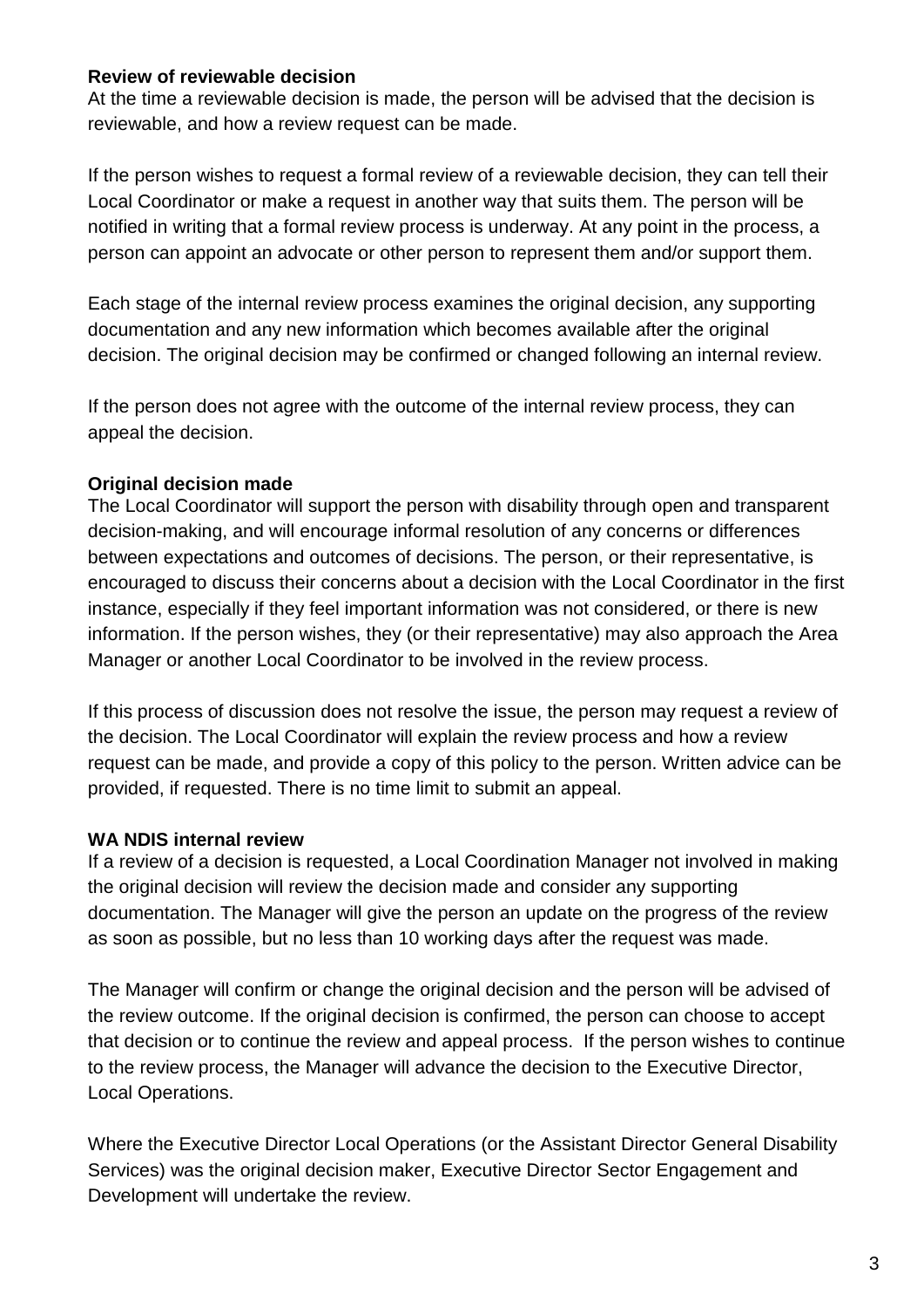**Review of reviewable decision**

At the time a reviewable decision is made, the person will be advised that the decision is reviewable, and how a review request can be made.

If the person wishes to request a formal review of a reviewable decision, they can tell their Local Coordinator or make a request in another way that suits them. The person will be notified in writing that a formal review process is underway. At any point in the process, a person can appoint an advocate or other person to represent them and/or support them.

Each stage of the internal review process examines the original decision, any supporting documentation and any new information which becomes available after the original decision. The original decision may be confirmed or changed following an internal review.

If the person does not agree with the outcome of the internal review process, they can appeal the decision.

**Original decision made**

The Local Coordinator will support the person with disability through open and transparent decision-making, and will encourage informal resolution of any concerns or differences between expectations and outcomes of decisions. The person, or their representative, is encouraged to discuss their concerns about a decision with the Local Coordinator in the first instance, especially if they feel important information was not considered, or there is new information. If the person wishes, they (or their representative) may also approach the Area Manager or another Local Coordinator to be involved in the review process.

If this process of discussion does not resolve the issue, the person may request a review of the decision. The Local Coordinator will explain the review process and how a review request can be made, and provide a copy of this policy to the person. Written advice can be provided, if requested. There is no time limit to submit an appeal.

**WA NDIS internal review**

If a review of a decision is requested, a Local Coordination Manager not involved in making the original decision will review the decision made and consider any supporting documentation. The Manager will give the person an update on the progress of the review as soon as possible, but no less than 10 working days after the request was made.

The Manager will confirm or change the original decision and the person will be advised of the review outcome. If the original decision is confirmed, the person can choose to accept that decision or to continue the review and appeal process. If the person wishes to continue to the review process, the Manager will advance the decision to the Executive Director, Local Operations.

Where the Executive Director Local Operations (or the Assistant Director General Disability Services) was the original decision maker, Executive Director Sector Engagement and Development will undertake the review.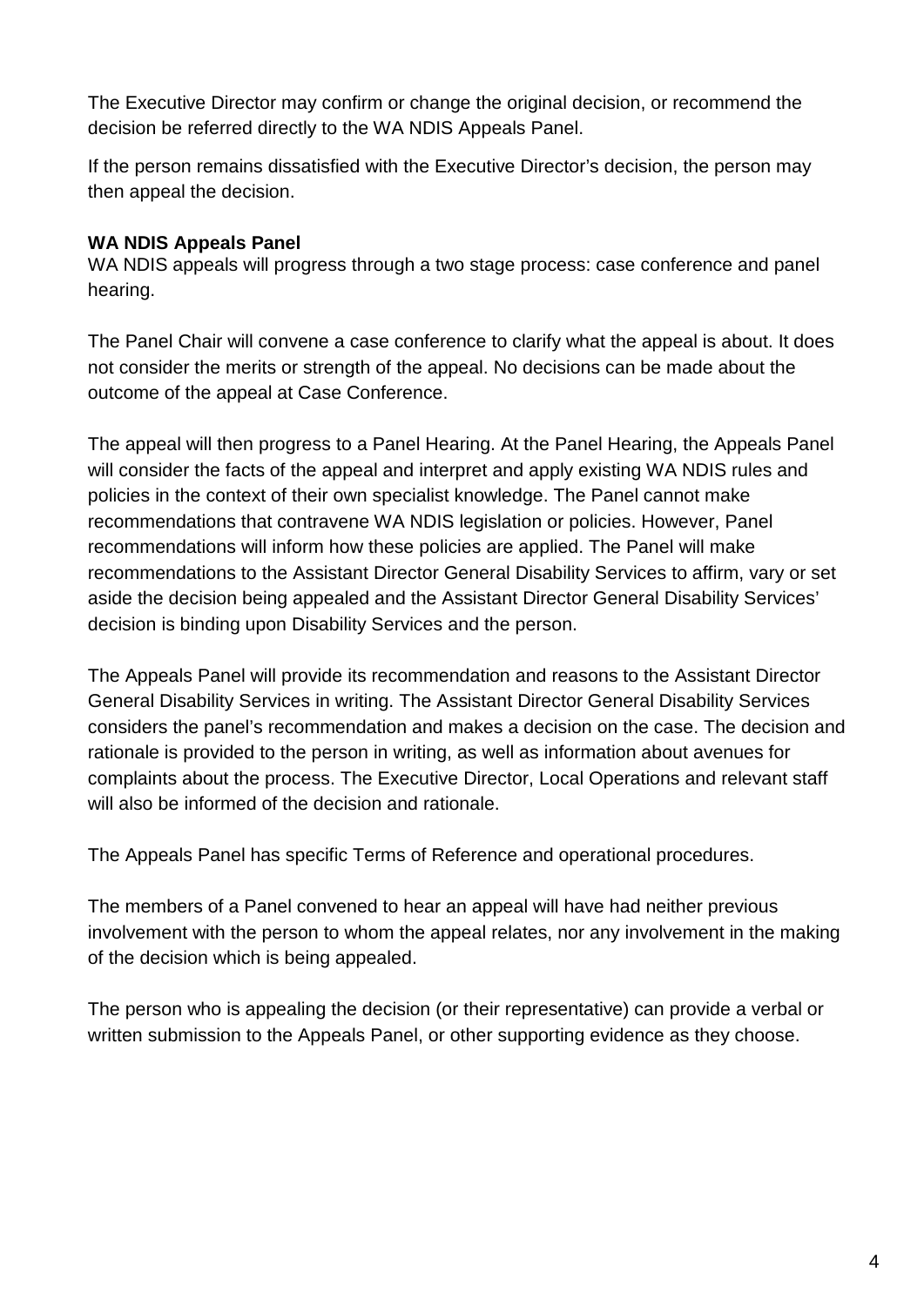The Executive Director may confirm or change the original decision, or recommend the decision be referred directly to the WA NDIS Appeals Panel.

If the person remains dissatisfied with the Executive Director's decision, the person may then appeal the decision.

**WA NDIS Appeals Panel**

WA NDIS appeals will progress through a two stage process: case conference and panel hearing.

The Panel Chair will convene a case conference to clarify what the appeal is about. It does not consider the merits or strength of the appeal. No decisions can be made about the outcome of the appeal at Case Conference.

The appeal will then progress to a Panel Hearing. At the Panel Hearing, the Appeals Panel will consider the facts of the appeal and interpret and apply existing WA NDIS rules and policies in the context of their own specialist knowledge. The Panel cannot make recommendations that contravene WA NDIS legislation or policies. However, Panel recommendations will inform how these policies are applied. The Panel will make recommendations to the Assistant Director General Disability Services to affirm, vary or set aside the decision being appealed and the Assistant Director General Disability Services' decision is binding upon Disability Services and the person.

The Appeals Panel will provide its recommendation and reasons to the Assistant Director General Disability Services in writing. The Assistant Director General Disability Services considers the panel's recommendation and makes a decision on the case. The decision and rationale is provided to the person in writing, as well as information about avenues for complaints about the process. The Executive Director, Local Operations and relevant staff will also be informed of the decision and rationale.

The Appeals Panel has specific Terms of Reference and operational procedures.

The members of a Panel convened to hear an appeal will have had neither previous involvement with the person to whom the appeal relates, nor any involvement in the making of the decision which is being appealed.

The person who is appealing the decision (or their representative) can provide a verbal or written submission to the Appeals Panel, or other supporting evidence as they choose.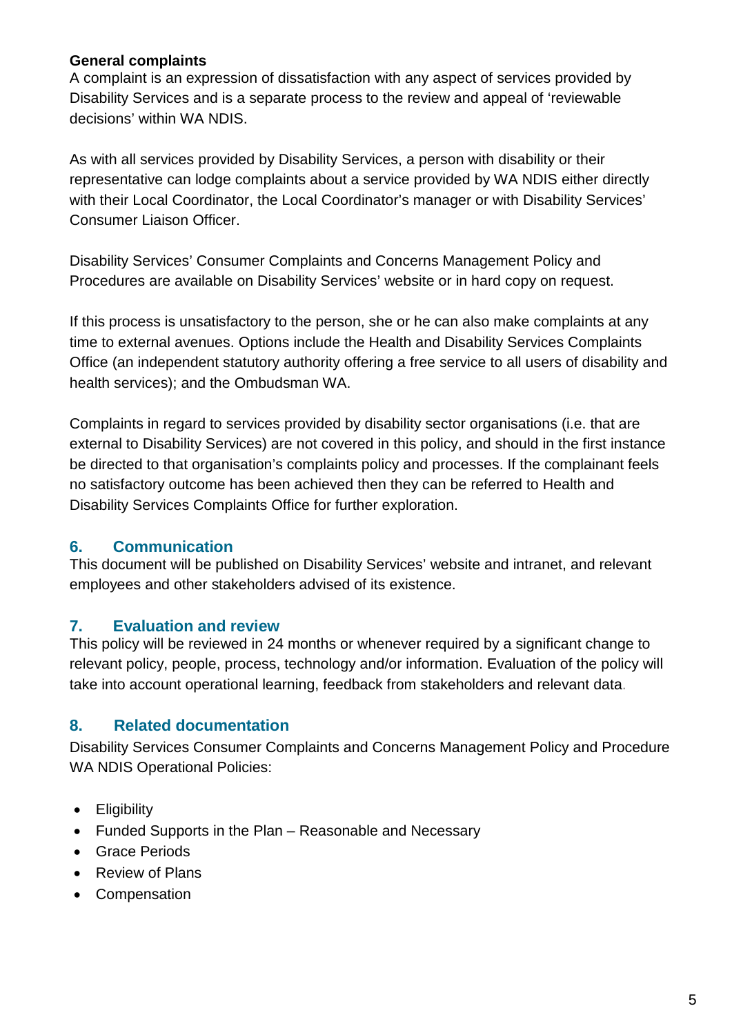**General complaints**

A complaint is an expression of dissatisfaction with any aspect of services provided by Disability Services and is a separate process to the review and appeal of 'reviewable decisions' within WA NDIS.

As with all services provided by Disability Services, a person with disability or their representative can lodge complaints about a service provided by WA NDIS either directly with their Local Coordinator, the Local Coordinator's manager or with Disability Services' Consumer Liaison Officer.

Disability Services' Consumer Complaints and Concerns Management Policy and Procedures are available on Disability Services' website or in hard copy on request.

If this process is unsatisfactory to the person, she or he can also make complaints at any time to external avenues. Options include the Health and Disability Services Complaints Office (an independent statutory authority offering a free service to all users of disability and health services); and the Ombudsman WA.

Complaints in regard to services provided by disability sector organisations (i.e. that are external to Disability Services) are not covered in this policy, and should in the first instance be directed to that organisation's complaints policy and processes. If the complainant feels no satisfactory outcome has been achieved then they can be referred to Health and Disability Services Complaints Office for further exploration.

## 6. Communication

This document will be published on Disability Services' website and intranet, and relevant employees and other stakeholders advised of its existence.

## 7. Evaluation and review

This policy will be reviewed in 24 months or whenever required by a significant change to relevant policy, people, process, technology and/or information. Evaluation of the policy will take into account operational learning, feedback from stakeholders and relevant data.

## 8. Related documentation

Disability Services Consumer Complaints and Concerns Management Policy and Procedure
WA NDIS Operational Policies:

- Eligibility
- Funded Supports in the Plan – Reasonable and Necessary
- Grace Periods
- Review of Plans
- Compensation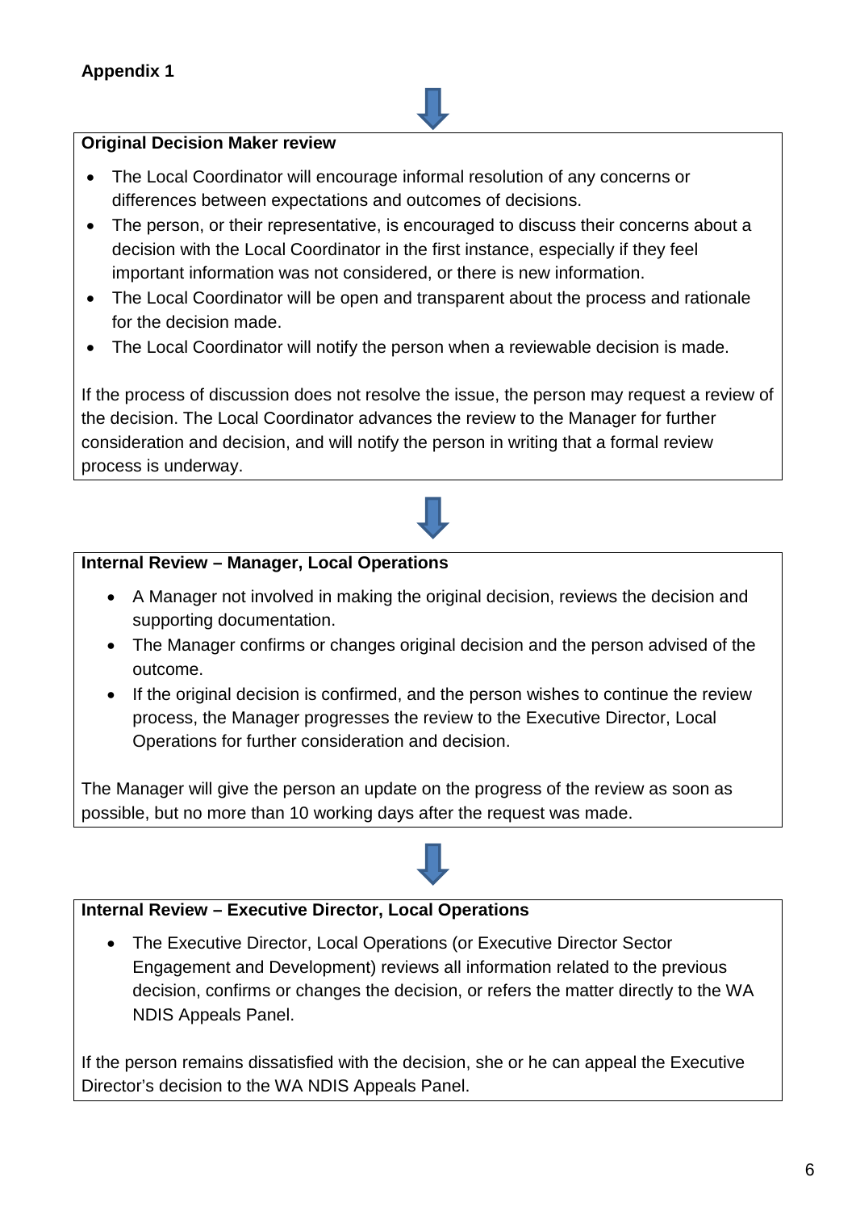**Appendix 1**

**Original Decision Maker review**

- The Local Coordinator will encourage informal resolution of any concerns or differences between expectations and outcomes of decisions.
- The person, or their representative, is encouraged to discuss their concerns about a decision with the Local Coordinator in the first instance, especially if they feel important information was not considered, or there is new information.
- The Local Coordinator will be open and transparent about the process and rationale for the decision made.
- The Local Coordinator will notify the person when a reviewable decision is made.

If the process of discussion does not resolve the issue, the person may request a review of the decision. The Local Coordinator advances the review to the Manager for further consideration and decision, and will notify the person in writing that a formal review process is underway.

**Internal Review – Manager, Local Operations**

- A Manager not involved in making the original decision, reviews the decision and supporting documentation.
- The Manager confirms or changes original decision and the person advised of the outcome.
- If the original decision is confirmed, and the person wishes to continue the review process, the Manager progresses the review to the Executive Director, Local Operations for further consideration and decision.

The Manager will give the person an update on the progress of the review as soon as possible, but no more than 10 working days after the request was made.

**Internal Review – Executive Director, Local Operations**

- The Executive Director, Local Operations (or Executive Director Sector Engagement and Development) reviews all information related to the previous decision, confirms or changes the decision, or refers the matter directly to the WA NDIS Appeals Panel.

If the person remains dissatisfied with the decision, she or he can appeal the Executive Director's decision to the WA NDIS Appeals Panel.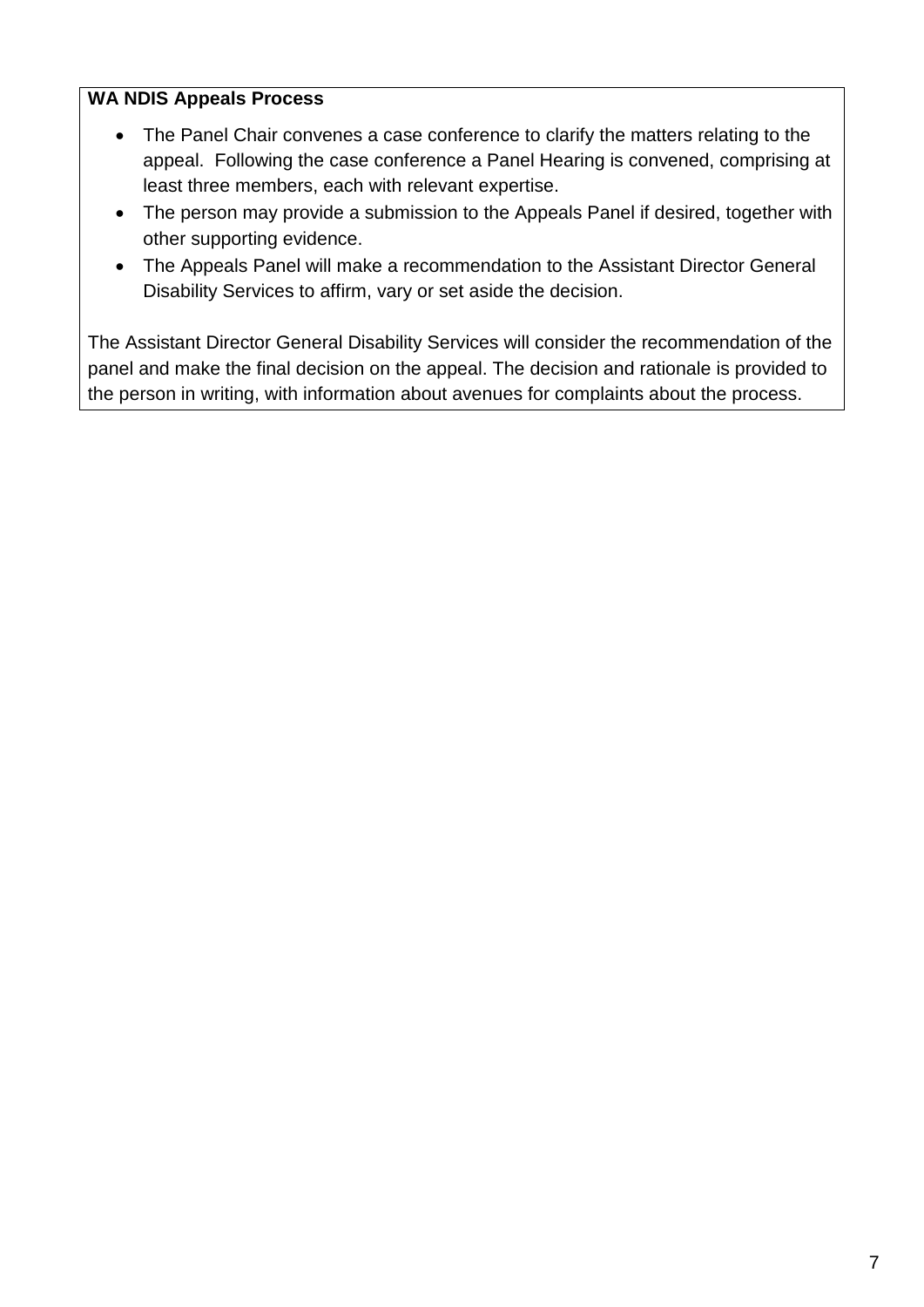**WA NDIS Appeals Process**

- The Panel Chair convenes a case conference to clarify the matters relating to the appeal. Following the case conference a Panel Hearing is convened, comprising at least three members, each with relevant expertise.
- The person may provide a submission to the Appeals Panel if desired, together with other supporting evidence.
- The Appeals Panel will make a recommendation to the Assistant Director General Disability Services to affirm, vary or set aside the decision.

The Assistant Director General Disability Services will consider the recommendation of the panel and make the final decision on the appeal. The decision and rationale is provided to the person in writing, with information about avenues for complaints about the process.